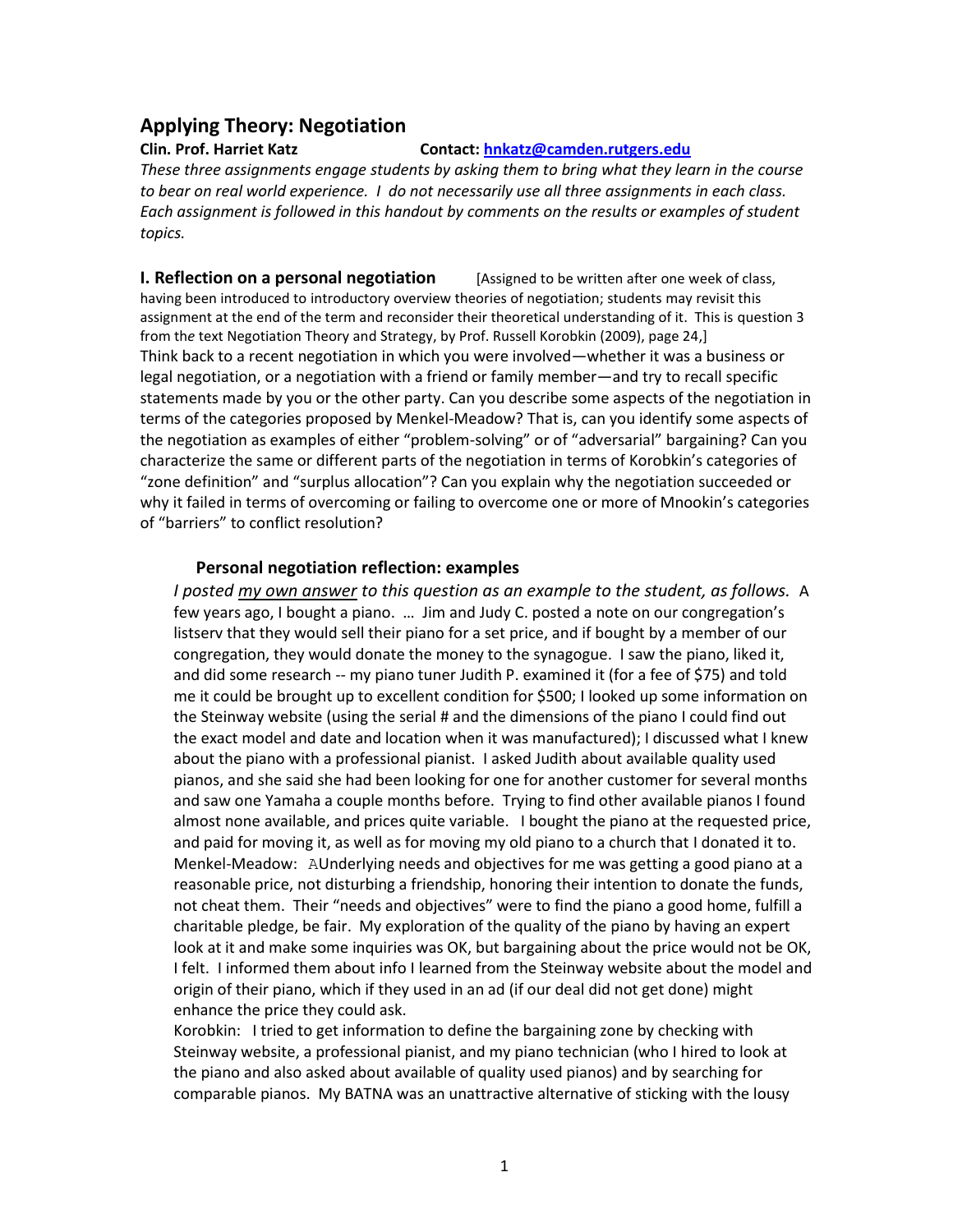# Applying Theory: Negotiation

**Clin. Prof. Harriet Katz** **Contact: [hnkatz@camden.rutgers.edu](mailto:hnkatz@camden.rutgers.edu)**

*These three assignments engage students by asking them to bring what they learn in the course to bear on real world experience. I do not necessarily use all three assignments in each class. Each assignment is followed in this handout by comments on the results or examples of student topics.*

## I. Reflection on a personal negotiation

[Assigned to be written after one week of class, having been introduced to introductory overview theories of negotiation; students may revisit this assignment at the end of the term and reconsider their theoretical understanding of it. This is question 3 from the text Negotiation Theory and Strategy, by Prof. Russell Korobkin (2009), page 24,]

Think back to a recent negotiation in which you were involved—whether it was a business or legal negotiation, or a negotiation with a friend or family member—and try to recall specific statements made by you or the other party. Can you describe some aspects of the negotiation in terms of the categories proposed by Menkel-Meadow? That is, can you identify some aspects of the negotiation as examples of either "problem-solving" or of "adversarial" bargaining? Can you characterize the same or different parts of the negotiation in terms of Korobkin's categories of "zone definition" and "surplus allocation"? Can you explain why the negotiation succeeded or why it failed in terms of overcoming or failing to overcome one or more of Mnookin's categories of "barriers" to conflict resolution?

### Personal negotiation reflection: examples

*I posted my own answer to this question as an example to the student, as follows.* A few years ago, I bought a piano. … Jim and Judy C. posted a note on our congregation's listserv that they would sell their piano for a set price, and if bought by a member of our congregation, they would donate the money to the synagogue. I saw the piano, liked it, and did some research -- my piano tuner Judith P. examined it (for a fee of $75) and told me it could be brought up to excellent condition for $500; I looked up some information on the Steinway website (using the serial # and the dimensions of the piano I could find out the exact model and date and location when it was manufactured); I discussed what I knew about the piano with a professional pianist. I asked Judith about available quality used pianos, and she said she had been looking for one for another customer for several months and saw one Yamaha a couple months before. Trying to find other available pianos I found almost none available, and prices quite variable. I bought the piano at the requested price, and paid for moving it, as well as for moving my old piano to a church that I donated it to.

Menkel-Meadow: AUnderlying needs and objectives for me was getting a good piano at a reasonable price, not disturbing a friendship, honoring their intention to donate the funds, not cheat them. Their "needs and objectives" were to find the piano a good home, fulfill a charitable pledge, be fair. My exploration of the quality of the piano by having an expert look at it and make some inquiries was OK, but bargaining about the price would not be OK, I felt. I informed them about info I learned from the Steinway website about the model and origin of their piano, which if they used in an ad (if our deal did not get done) might enhance the price they could ask.

Korobkin: I tried to get information to define the bargaining zone by checking with Steinway website, a professional pianist, and my piano technician (who I hired to look at the piano and also asked about available of quality used pianos) and by searching for comparable pianos. My BATNA was an unattractive alternative of sticking with the lousy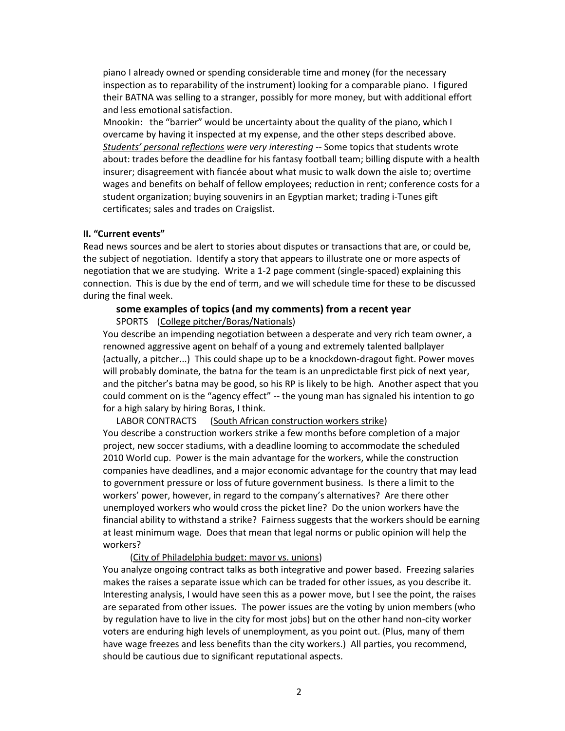piano I already owned or spending considerable time and money (for the necessary inspection as to reparability of the instrument) looking for a comparable piano. I figured their BATNA was selling to a stranger, possibly for more money, but with additional effort and less emotional satisfaction.

Mnookin: the "barrier" would be uncertainty about the quality of the piano, which I overcame by having it inspected at my expense, and the other steps described above.

*Students' personal reflections were very interesting* -- Some topics that students wrote about: trades before the deadline for his fantasy football team; billing dispute with a health insurer; disagreement with fiancée about what music to walk down the aisle to; overtime wages and benefits on behalf of fellow employees; reduction in rent; conference costs for a student organization; buying souvenirs in an Egyptian market; trading i-Tunes gift certificates; sales and trades on Craigslist.

## II. "Current events"

Read news sources and be alert to stories about disputes or transactions that are, or could be, the subject of negotiation. Identify a story that appears to illustrate one or more aspects of negotiation that we are studying. Write a 1-2 page comment (single-spaced) explaining this connection. This is due by the end of term, and we will schedule time for these to be discussed during the final week.

### some examples of topics (and my comments) from a recent year

SPORTS (College pitcher/Boras/Nationals)

You describe an impending negotiation between a desperate and very rich team owner, a renowned aggressive agent on behalf of a young and extremely talented ballplayer (actually, a pitcher...) This could shape up to be a knockdown-dragout fight. Power moves will probably dominate, the batna for the team is an unpredictable first pick of next year, and the pitcher's batna may be good, so his RP is likely to be high. Another aspect that you could comment on is the "agency effect" -- the young man has signaled his intention to go for a high salary by hiring Boras, I think.

LABOR CONTRACTS (South African construction workers strike)

You describe a construction workers strike a few months before completion of a major project, new soccer stadiums, with a deadline looming to accommodate the scheduled 2010 World cup. Power is the main advantage for the workers, while the construction companies have deadlines, and a major economic advantage for the country that may lead to government pressure or loss of future government business. Is there a limit to the workers' power, however, in regard to the company's alternatives? Are there other unemployed workers who would cross the picket line? Do the union workers have the financial ability to withstand a strike? Fairness suggests that the workers should be earning at least minimum wage. Does that mean that legal norms or public opinion will help the workers?

(City of Philadelphia budget: mayor vs. unions)

You analyze ongoing contract talks as both integrative and power based. Freezing salaries makes the raises a separate issue which can be traded for other issues, as you describe it. Interesting analysis, I would have seen this as a power move, but I see the point, the raises are separated from other issues. The power issues are the voting by union members (who by regulation have to live in the city for most jobs) but on the other hand non-city worker voters are enduring high levels of unemployment, as you point out. (Plus, many of them have wage freezes and less benefits than the city workers.) All parties, you recommend, should be cautious due to significant reputational aspects.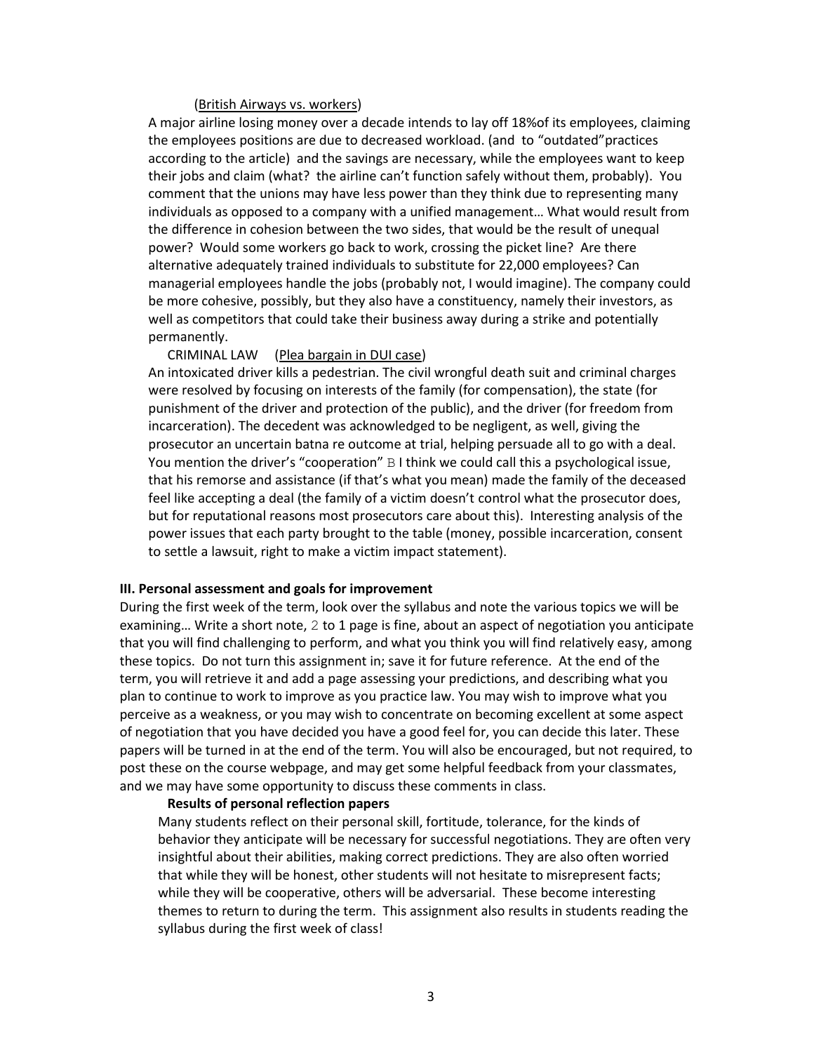(British Airways vs. workers)

A major airline losing money over a decade intends to lay off 18%of its employees, claiming the employees positions are due to decreased workload. (and to "outdated"practices according to the article) and the savings are necessary, while the employees want to keep their jobs and claim (what? the airline can't function safely without them, probably). You comment that the unions may have less power than they think due to representing many individuals as opposed to a company with a unified management… What would result from the difference in cohesion between the two sides, that would be the result of unequal power? Would some workers go back to work, crossing the picket line? Are there alternative adequately trained individuals to substitute for 22,000 employees? Can managerial employees handle the jobs (probably not, I would imagine). The company could be more cohesive, possibly, but they also have a constituency, namely their investors, as well as competitors that could take their business away during a strike and potentially permanently.

CRIMINAL LAW (Plea bargain in DUI case)

An intoxicated driver kills a pedestrian. The civil wrongful death suit and criminal charges were resolved by focusing on interests of the family (for compensation), the state (for punishment of the driver and protection of the public), and the driver (for freedom from incarceration). The decedent was acknowledged to be negligent, as well, giving the prosecutor an uncertain batna re outcome at trial, helping persuade all to go with a deal. You mention the driver's "cooperation" B I think we could call this a psychological issue, that his remorse and assistance (if that's what you mean) made the family of the deceased feel like accepting a deal (the family of a victim doesn't control what the prosecutor does, but for reputational reasons most prosecutors care about this). Interesting analysis of the power issues that each party brought to the table (money, possible incarceration, consent to settle a lawsuit, right to make a victim impact statement).

**III. Personal assessment and goals for improvement**

During the first week of the term, look over the syllabus and note the various topics we will be examining… Write a short note, 2 to 1 page is fine, about an aspect of negotiation you anticipate that you will find challenging to perform, and what you think you will find relatively easy, among these topics. Do not turn this assignment in; save it for future reference. At the end of the term, you will retrieve it and add a page assessing your predictions, and describing what you plan to continue to work to improve as you practice law. You may wish to improve what you perceive as a weakness, or you may wish to concentrate on becoming excellent at some aspect of negotiation that you have decided you have a good feel for, you can decide this later. These papers will be turned in at the end of the term. You will also be encouraged, but not required, to post these on the course webpage, and may get some helpful feedback from your classmates, and we may have some opportunity to discuss these comments in class.

**Results of personal reflection papers**

Many students reflect on their personal skill, fortitude, tolerance, for the kinds of behavior they anticipate will be necessary for successful negotiations. They are often very insightful about their abilities, making correct predictions. They are also often worried that while they will be honest, other students will not hesitate to misrepresent facts; while they will be cooperative, others will be adversarial. These become interesting themes to return to during the term. This assignment also results in students reading the syllabus during the first week of class!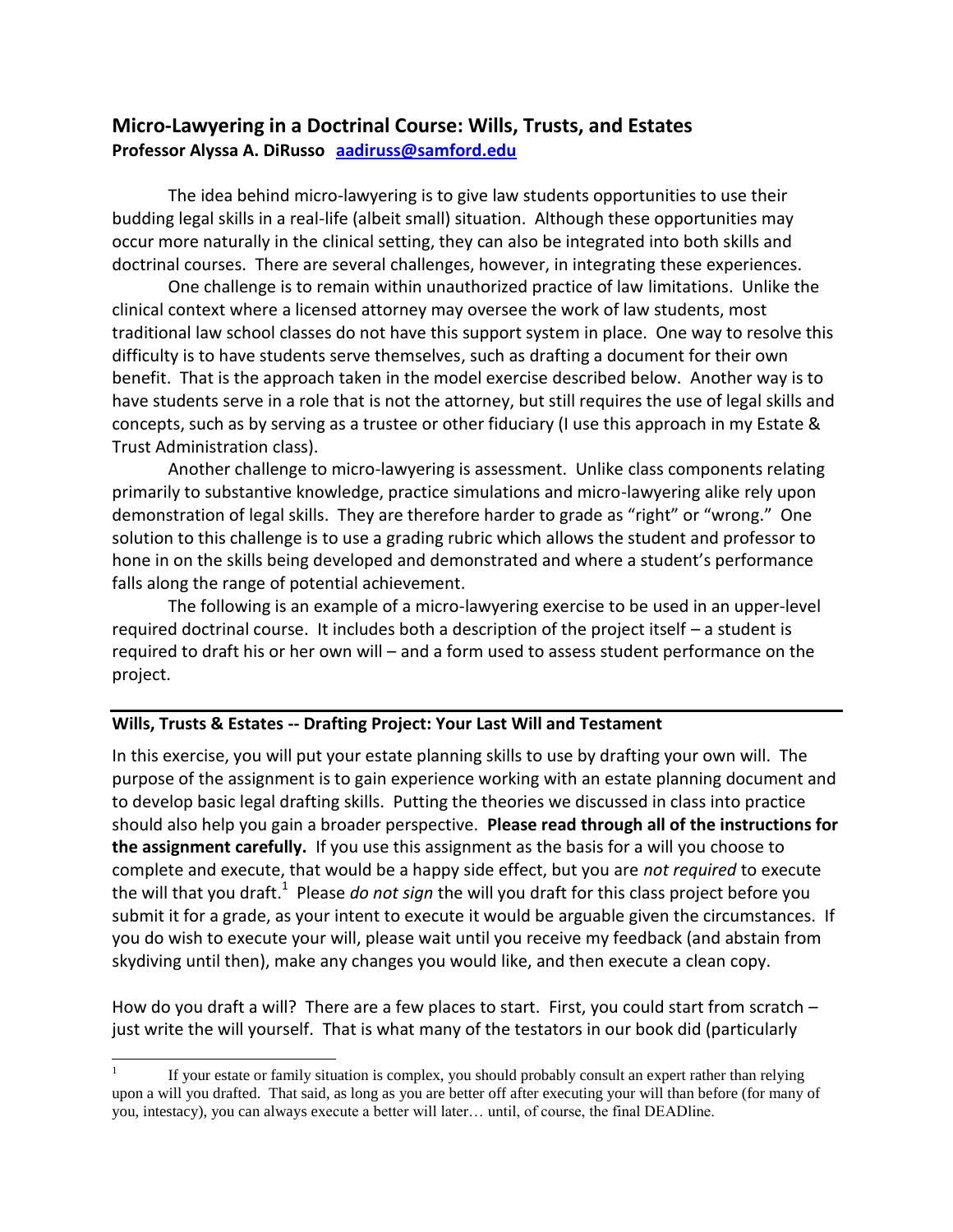## Micro-Lawyering in a Doctrinal Course: Wills, Trusts, and Estates

**Professor Alyssa A. DiRusso [aadiruss@samford.edu](mailto:aadiruss@samford.edu)**

The idea behind micro-lawyering is to give law students opportunities to use their budding legal skills in a real-life (albeit small) situation. Although these opportunities may occur more naturally in the clinical setting, they can also be integrated into both skills and doctrinal courses. There are several challenges, however, in integrating these experiences.

One challenge is to remain within unauthorized practice of law limitations. Unlike the clinical context where a licensed attorney may oversee the work of law students, most traditional law school classes do not have this support system in place. One way to resolve this difficulty is to have students serve themselves, such as drafting a document for their own benefit. That is the approach taken in the model exercise described below. Another way is to have students serve in a role that is not the attorney, but still requires the use of legal skills and concepts, such as by serving as a trustee or other fiduciary (I use this approach in my Estate & Trust Administration class).

Another challenge to micro-lawyering is assessment. Unlike class components relating primarily to substantive knowledge, practice simulations and micro-lawyering alike rely upon demonstration of legal skills. They are therefore harder to grade as "right" or "wrong." One solution to this challenge is to use a grading rubric which allows the student and professor to hone in on the skills being developed and demonstrated and where a student's performance falls along the range of potential achievement.

The following is an example of a micro-lawyering exercise to be used in an upper-level required doctrinal course. It includes both a description of the project itself – a student is required to draft his or her own will – and a form used to assess student performance on the project.

---

### Wills, Trusts & Estates -- Drafting Project: Your Last Will and Testament

In this exercise, you will put your estate planning skills to use by drafting your own will. The purpose of the assignment is to gain experience working with an estate planning document and to develop basic legal drafting skills. Putting the theories we discussed in class into practice should also help you gain a broader perspective. **Please read through all of the instructions for the assignment carefully.** If you use this assignment as the basis for a will you choose to complete and execute, that would be a happy side effect, but you are *not required* to execute the will that you draft.[1] Please *do not sign* the will you draft for this class project before you submit it for a grade, as your intent to execute it would be arguable given the circumstances. If you do wish to execute your will, please wait until you receive my feedback (and abstain from skydiving until then), make any changes you would like, and then execute a clean copy.

How do you draft a will? There are a few places to start. First, you could start from scratch – just write the will yourself. That is what many of the testators in our book did (particularly

---

[1] If your estate or family situation is complex, you should probably consult an expert rather than relying upon a will you drafted. That said, as long as you are better off after executing your will than before (for many of you, intestacy), you can always execute a better will later… until, of course, the final DEADline.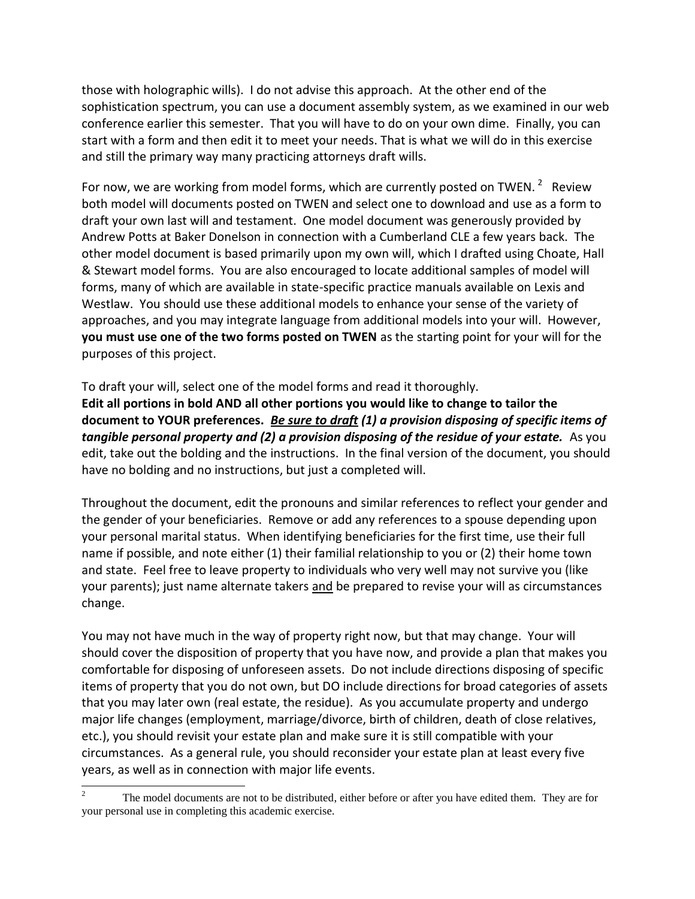those with holographic wills). I do not advise this approach. At the other end of the sophistication spectrum, you can use a document assembly system, as we examined in our web conference earlier this semester. That you will have to do on your own dime. Finally, you can start with a form and then edit it to meet your needs. That is what we will do in this exercise and still the primary way many practicing attorneys draft wills.

For now, we are working from model forms, which are currently posted on TWEN.[2] Review both model will documents posted on TWEN and select one to download and use as a form to draft your own last will and testament. One model document was generously provided by Andrew Potts at Baker Donelson in connection with a Cumberland CLE a few years back. The other model document is based primarily upon my own will, which I drafted using Choate, Hall & Stewart model forms. You are also encouraged to locate additional samples of model will forms, many of which are available in state-specific practice manuals available on Lexis and Westlaw. You should use these additional models to enhance your sense of the variety of approaches, and you may integrate language from additional models into your will. However, **you must use one of the two forms posted on TWEN** as the starting point for your will for the purposes of this project.

To draft your will, select one of the model forms and read it thoroughly.
**Edit all portions in bold AND all other portions you would like to change to tailor the document to YOUR preferences.** ***<u>Be sure to draft</u> (1) a provision disposing of specific items of tangible personal property and (2) a provision disposing of the residue of your estate.*** As you edit, take out the bolding and the instructions. In the final version of the document, you should have no bolding and no instructions, but just a completed will.

Throughout the document, edit the pronouns and similar references to reflect your gender and the gender of your beneficiaries. Remove or add any references to a spouse depending upon your personal marital status. When identifying beneficiaries for the first time, use their full name if possible, and note either (1) their familial relationship to you or (2) their home town and state. Feel free to leave property to individuals who very well may not survive you (like your parents); just name alternate takers <u>and</u> be prepared to revise your will as circumstances change.

You may not have much in the way of property right now, but that may change. Your will should cover the disposition of property that you have now, and provide a plan that makes you comfortable for disposing of unforeseen assets. Do not include directions disposing of specific items of property that you do not own, but DO include directions for broad categories of assets that you may later own (real estate, the residue). As you accumulate property and undergo major life changes (employment, marriage/divorce, birth of children, death of close relatives, etc.), you should revisit your estate plan and make sure it is still compatible with your circumstances. As a general rule, you should reconsider your estate plan at least every five years, as well as in connection with major life events.

---

[2] The model documents are not to be distributed, either before or after you have edited them. They are for your personal use in completing this academic exercise.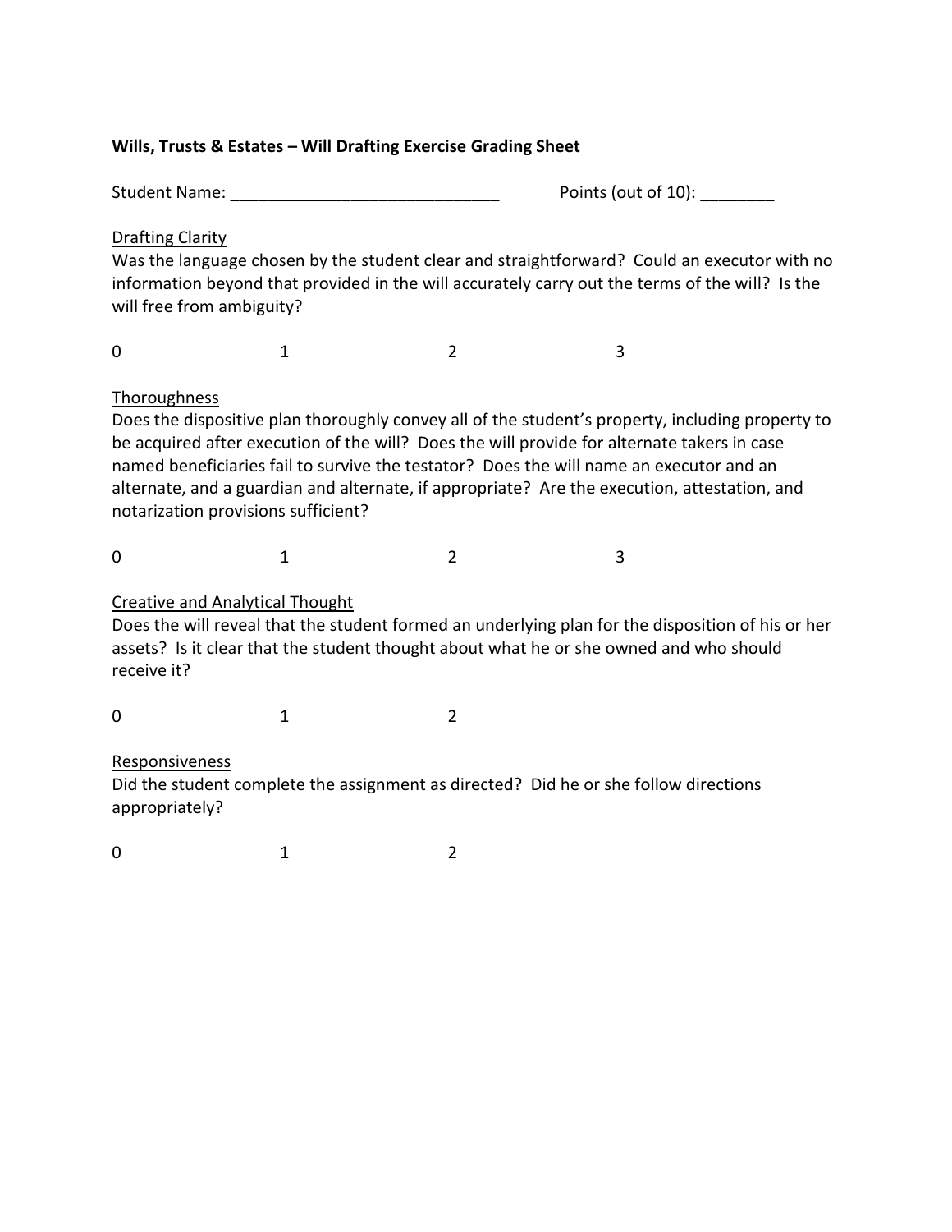**Wills, Trusts & Estates – Will Drafting Exercise Grading Sheet**

Student Name: ______________________________ Points (out of 10): ________

Drafting Clarity

Was the language chosen by the student clear and straightforward? Could an executor with no information beyond that provided in the will accurately carry out the terms of the will? Is the will free from ambiguity?

0 1 2 3

Thoroughness

Does the dispositive plan thoroughly convey all of the student's property, including property to be acquired after execution of the will? Does the will provide for alternate takers in case named beneficiaries fail to survive the testator? Does the will name an executor and an alternate, and a guardian and alternate, if appropriate? Are the execution, attestation, and notarization provisions sufficient?

0 1 2 3

Creative and Analytical Thought

Does the will reveal that the student formed an underlying plan for the disposition of his or her assets? Is it clear that the student thought about what he or she owned and who should receive it?

0 1 2

Responsiveness

Did the student complete the assignment as directed? Did he or she follow directions appropriately?

0 1 2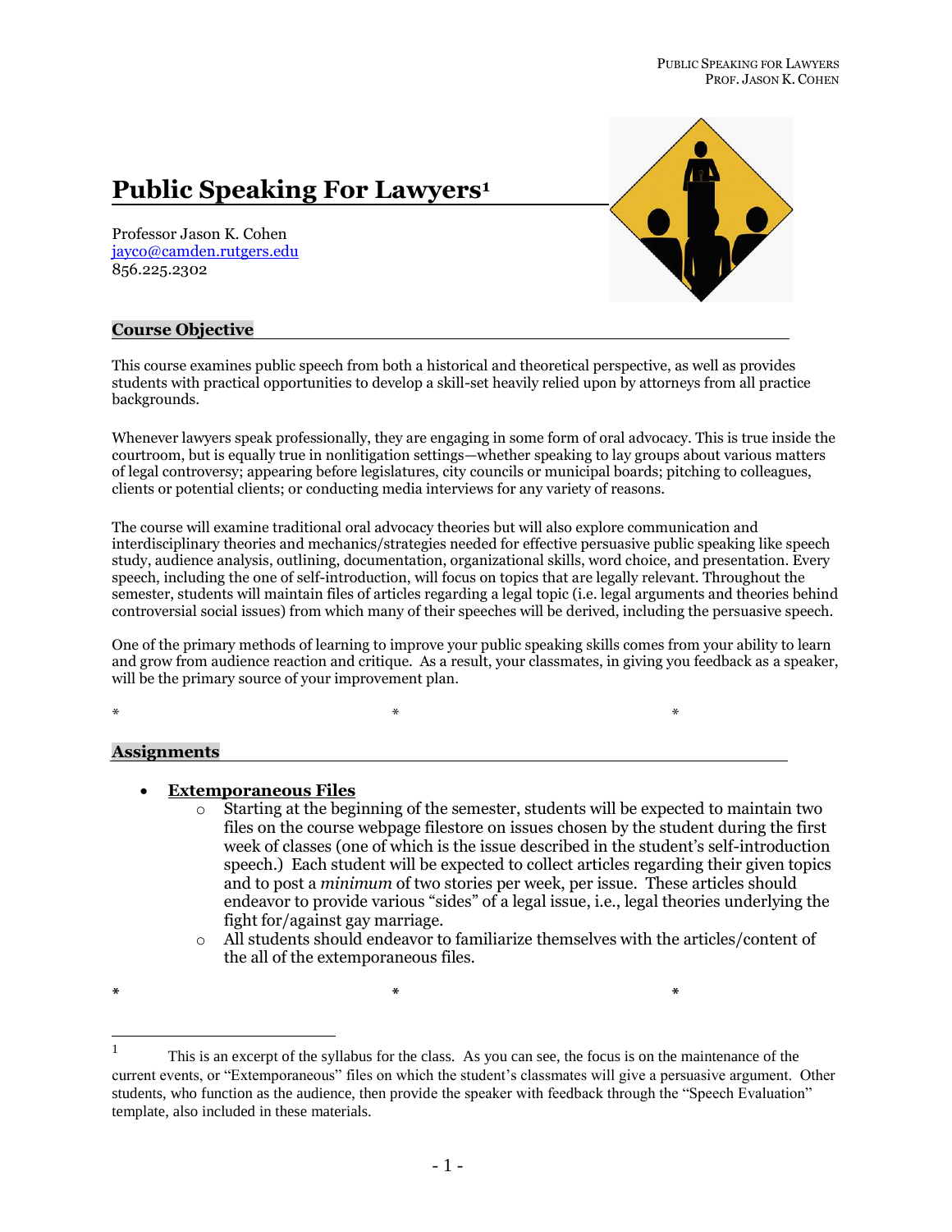# Public Speaking For Lawyers[1]

Professor Jason K. Cohen
jayco@camden.rutgers.edu
856.225.2302

## Course Objective

This course examines public speech from both a historical and theoretical perspective, as well as provides students with practical opportunities to develop a skill-set heavily relied upon by attorneys from all practice backgrounds.

Whenever lawyers speak professionally, they are engaging in some form of oral advocacy. This is true inside the courtroom, but is equally true in nonlitigation settings—whether speaking to lay groups about various matters of legal controversy; appearing before legislatures, city councils or municipal boards; pitching to colleagues, clients or potential clients; or conducting media interviews for any variety of reasons.

The course will examine traditional oral advocacy theories but will also explore communication and interdisciplinary theories and mechanics/strategies needed for effective persuasive public speaking like speech study, audience analysis, outlining, documentation, organizational skills, word choice, and presentation. Every speech, including the one of self-introduction, will focus on topics that are legally relevant. Throughout the semester, students will maintain files of articles regarding a legal topic (i.e. legal arguments and theories behind controversial social issues) from which many of their speeches will be derived, including the persuasive speech.

One of the primary methods of learning to improve your public speaking skills comes from your ability to learn and grow from audience reaction and critique. As a result, your classmates, in giving you feedback as a speaker, will be the primary source of your improvement plan.

\* \* \*

## Assignments

- **Extemporaneous Files**
  - Starting at the beginning of the semester, students will be expected to maintain two files on the course webpage filestore on issues chosen by the student during the first week of classes (one of which is the issue described in the student's self-introduction speech.) Each student will be expected to collect articles regarding their given topics and to post a *minimum* of two stories per week, per issue. These articles should endeavor to provide various "sides" of a legal issue, i.e., legal theories underlying the fight for/against gay marriage.
  - All students should endeavor to familiarize themselves with the articles/content of the all of the extemporaneous files.

\* \* \*

[1] This is an excerpt of the syllabus for the class. As you can see, the focus is on the maintenance of the current events, or "Extemporaneous" files on which the student's classmates will give a persuasive argument. Other students, who function as the audience, then provide the speaker with feedback through the "Speech Evaluation" template, also included in these materials.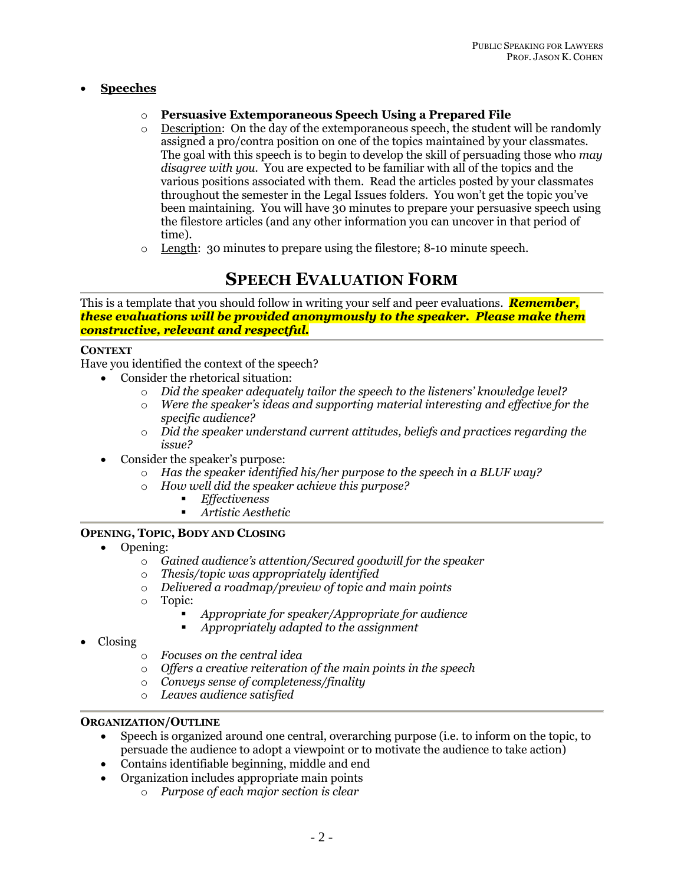- **Speeches**

    - **Persuasive Extemporaneous Speech Using a Prepared File**
    - Description: On the day of the extemporaneous speech, the student will be randomly assigned a pro/contra position on one of the topics maintained by your classmates. The goal with this speech is to begin to develop the skill of persuading those who *may disagree with you*. You are expected to be familiar with all of the topics and the various positions associated with them. Read the articles posted by your classmates throughout the semester in the Legal Issues folders. You won't get the topic you've been maintaining. You will have 30 minutes to prepare your persuasive speech using the filestore articles (and any other information you can uncover in that period of time).
    - Length: 30 minutes to prepare using the filestore; 8-10 minute speech.

## SPEECH EVALUATION FORM

This is a template that you should follow in writing your self and peer evaluations. ***Remember, these evaluations will be provided anonymously to the speaker. Please make them constructive, relevant and respectful.***

---

**CONTEXT**

Have you identified the context of the speech?

- Consider the rhetorical situation:
    - *Did the speaker adequately tailor the speech to the listeners' knowledge level?*
    - *Were the speaker's ideas and supporting material interesting and effective for the specific audience?*
    - *Did the speaker understand current attitudes, beliefs and practices regarding the issue?*
- Consider the speaker's purpose:
    - *Has the speaker identified his/her purpose to the speech in a BLUF way?*
    - *How well did the speaker achieve this purpose?*
        - *Effectiveness*
        - *Artistic Aesthetic*

---

**OPENING, TOPIC, BODY AND CLOSING**

- Opening:
    - *Gained audience's attention/Secured goodwill for the speaker*
    - *Thesis/topic was appropriately identified*
    - *Delivered a roadmap/preview of topic and main points*
    - Topic:
        - *Appropriate for speaker/Appropriate for audience*
        - *Appropriately adapted to the assignment*
- Closing
    - *Focuses on the central idea*
    - *Offers a creative reiteration of the main points in the speech*
    - *Conveys sense of completeness/finality*
    - *Leaves audience satisfied*

---

**ORGANIZATION/OUTLINE**

- Speech is organized around one central, overarching purpose (i.e. to inform on the topic, to persuade the audience to adopt a viewpoint or to motivate the audience to take action)
- Contains identifiable beginning, middle and end
- Organization includes appropriate main points
    - *Purpose of each major section is clear*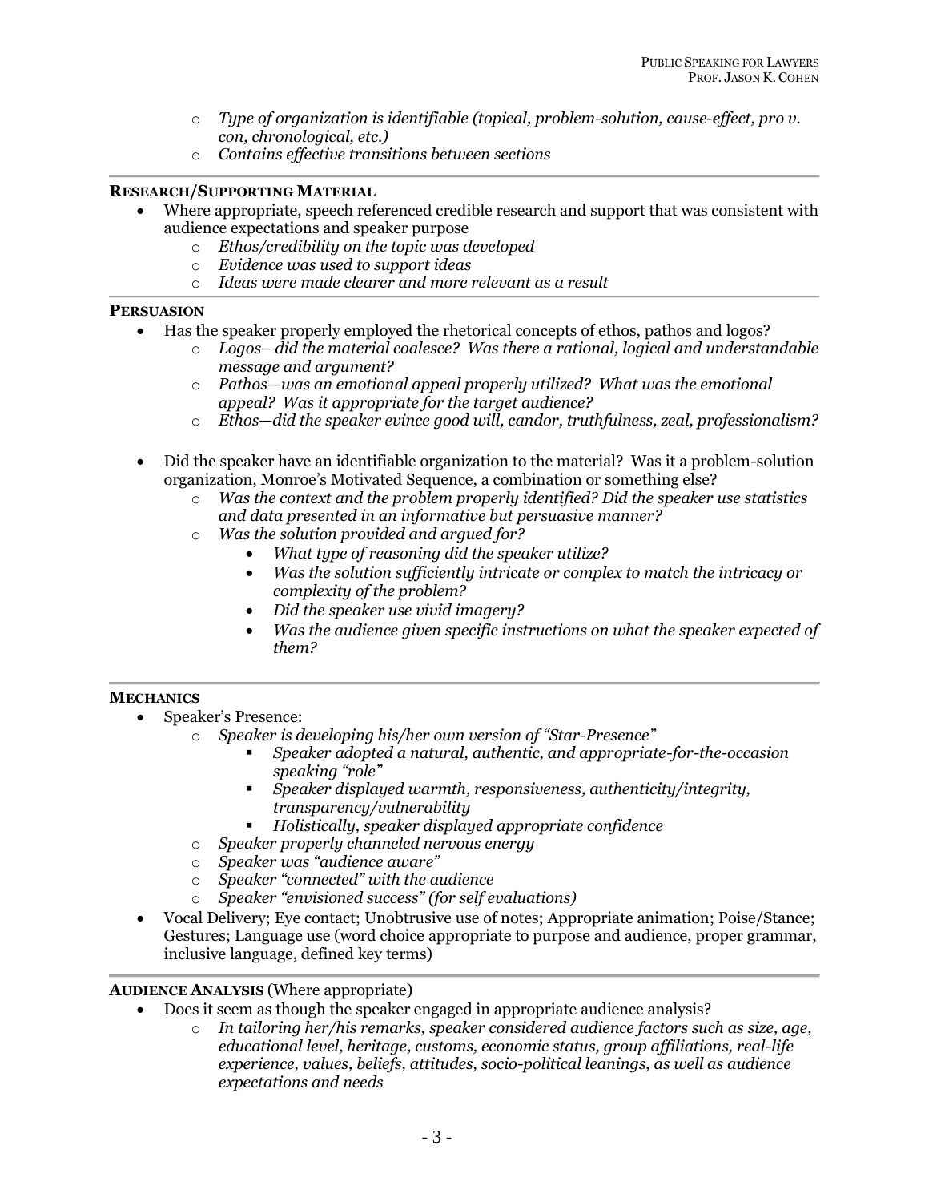- *Type of organization is identifiable (topical, problem-solution, cause-effect, pro v. con, chronological, etc.)*
  - *Contains effective transitions between sections*

---

**RESEARCH/SUPPORTING MATERIAL**

- Where appropriate, speech referenced credible research and support that was consistent with audience expectations and speaker purpose
  - *Ethos/credibility on the topic was developed*
  - *Evidence was used to support ideas*
  - *Ideas were made clearer and more relevant as a result*

---

**PERSUASION**

- Has the speaker properly employed the rhetorical concepts of ethos, pathos and logos?
  - *Logos—did the material coalesce? Was there a rational, logical and understandable message and argument?*
  - *Pathos—was an emotional appeal properly utilized? What was the emotional appeal? Was it appropriate for the target audience?*
  - *Ethos—did the speaker evince good will, candor, truthfulness, zeal, professionalism?*

- Did the speaker have an identifiable organization to the material? Was it a problem-solution organization, Monroe's Motivated Sequence, a combination or something else?
  - *Was the context and the problem properly identified? Did the speaker use statistics and data presented in an informative but persuasive manner?*
  - *Was the solution provided and argued for?*
    - *What type of reasoning did the speaker utilize?*
    - *Was the solution sufficiently intricate or complex to match the intricacy or complexity of the problem?*
    - *Did the speaker use vivid imagery?*
    - *Was the audience given specific instructions on what the speaker expected of them?*

---

**MECHANICS**

- Speaker's Presence:
  - *Speaker is developing his/her own version of "Star-Presence"*
    - *Speaker adopted a natural, authentic, and appropriate-for-the-occasion speaking "role"*
    - *Speaker displayed warmth, responsiveness, authenticity/integrity, transparency/vulnerability*
    - *Holistically, speaker displayed appropriate confidence*
  - *Speaker properly channeled nervous energy*
  - *Speaker was "audience aware"*
  - *Speaker "connected" with the audience*
  - *Speaker "envisioned success" (for self evaluations)*
- Vocal Delivery; Eye contact; Unobtrusive use of notes; Appropriate animation; Poise/Stance; Gestures; Language use (word choice appropriate to purpose and audience, proper grammar, inclusive language, defined key terms)

---

**AUDIENCE ANALYSIS** (Where appropriate)

- Does it seem as though the speaker engaged in appropriate audience analysis?
  - *In tailoring her/his remarks, speaker considered audience factors such as size, age, educational level, heritage, customs, economic status, group affiliations, real-life experience, values, beliefs, attitudes, socio-political leanings, as well as audience expectations and needs*